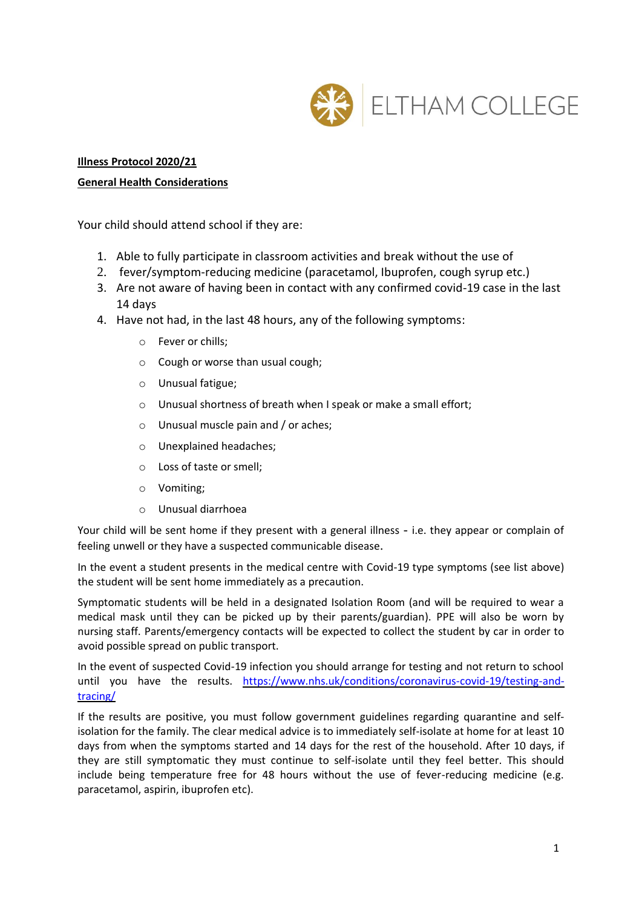ELTHAM COLLEGE

**Illness Protocol 2020/21**

**General Health Considerations**

Your child should attend school if they are:

1. Able to fully participate in classroom activities and break without the use of
2. fever/symptom-reducing medicine (paracetamol, Ibuprofen, cough syrup etc.)
3. Are not aware of having been in contact with any confirmed covid-19 case in the last 14 days
4. Have not had, in the last 48 hours, any of the following symptoms:
   - Fever or chills;
   - Cough or worse than usual cough;
   - Unusual fatigue;
   - Unusual shortness of breath when I speak or make a small effort;
   - Unusual muscle pain and / or aches;
   - Unexplained headaches;
   - Loss of taste or smell;
   - Vomiting;
   - Unusual diarrhoea

Your child will be sent home if they present with a general illness - i.e. they appear or complain of feeling unwell or they have a suspected communicable disease.

In the event a student presents in the medical centre with Covid-19 type symptoms (see list above) the student will be sent home immediately as a precaution.

Symptomatic students will be held in a designated Isolation Room (and will be required to wear a medical mask until they can be picked up by their parents/guardian). PPE will also be worn by nursing staff. Parents/emergency contacts will be expected to collect the student by car in order to avoid possible spread on public transport.

In the event of suspected Covid-19 infection you should arrange for testing and not return to school until you have the results. https://www.nhs.uk/conditions/coronavirus-covid-19/testing-and-tracing/

If the results are positive, you must follow government guidelines regarding quarantine and self-isolation for the family. The clear medical advice is to immediately self-isolate at home for at least 10 days from when the symptoms started and 14 days for the rest of the household. After 10 days, if they are still symptomatic they must continue to self-isolate until they feel better. This should include being temperature free for 48 hours without the use of fever-reducing medicine (e.g. paracetamol, aspirin, ibuprofen etc).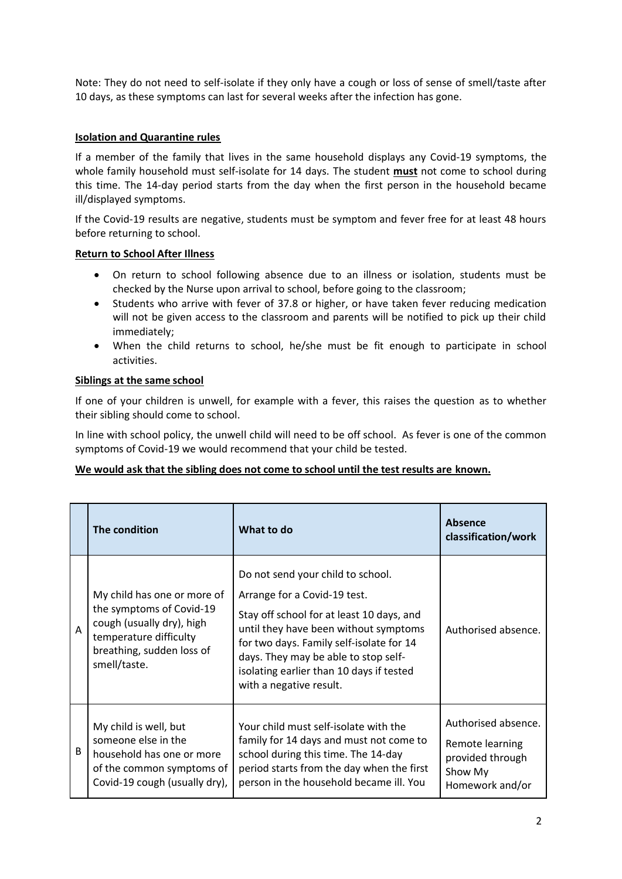Note: They do not need to self-isolate if they only have a cough or loss of sense of smell/taste after 10 days, as these symptoms can last for several weeks after the infection has gone.

**Isolation and Quarantine rules**

If a member of the family that lives in the same household displays any Covid-19 symptoms, the whole family household must self-isolate for 14 days. The student **must** not come to school during this time. The 14-day period starts from the day when the first person in the household became ill/displayed symptoms.

If the Covid-19 results are negative, students must be symptom and fever free for at least 48 hours before returning to school.

**Return to School After Illness**

- On return to school following absence due to an illness or isolation, students must be checked by the Nurse upon arrival to school, before going to the classroom;
- Students who arrive with fever of 37.8 or higher, or have taken fever reducing medication will not be given access to the classroom and parents will be notified to pick up their child immediately;
- When the child returns to school, he/she must be fit enough to participate in school activities.

**Siblings at the same school**

If one of your children is unwell, for example with a fever, this raises the question as to whether their sibling should come to school.

In line with school policy, the unwell child will need to be off school. As fever is one of the common symptoms of Covid-19 we would recommend that your child be tested.

**We would ask that the sibling does not come to school until the test results are known.**

| | The condition | What to do | Absence classification/work |
|---|---|---|---|
| A | My child has one or more of the symptoms of Covid-19 cough (usually dry), high temperature difficulty breathing, sudden loss of smell/taste. | Do not send your child to school.<br>Arrange for a Covid-19 test.<br>Stay off school for at least 10 days, and until they have been without symptoms for two days. Family self-isolate for 14 days. They may be able to stop self-isolating earlier than 10 days if tested with a negative result. | Authorised absence. |
| B | My child is well, but someone else in the household has one or more of the common symptoms of Covid-19 cough (usually dry), | Your child must self-isolate with the family for 14 days and must not come to school during this time. The 14-day period starts from the day when the first person in the household became ill. You | Authorised absence.<br>Remote learning provided through Show My Homework and/or |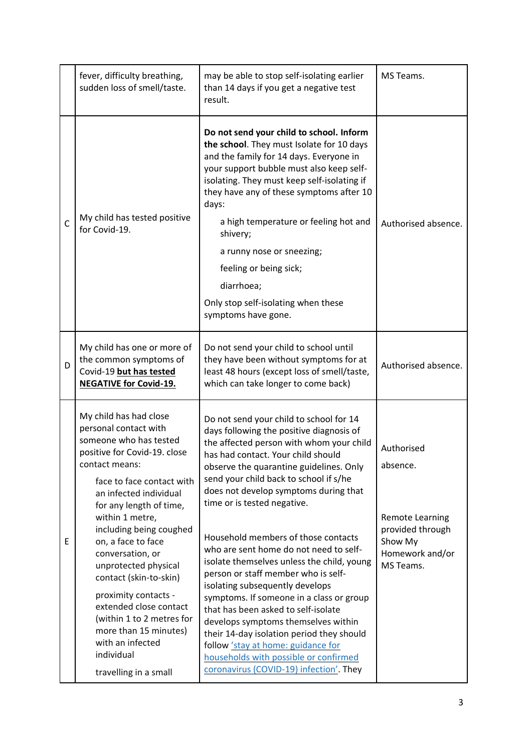| | | | |
|---|---|---|---|
| | fever, difficulty breathing, sudden loss of smell/taste. | may be able to stop self-isolating earlier than 14 days if you get a negative test result. | MS Teams. |
| C | My child has tested positive for Covid-19. | **Do not send your child to school. Inform the school**. They must Isolate for 10 days and the family for 14 days. Everyone in your support bubble must also keep self-isolating. They must keep self-isolating if they have any of these symptoms after 10 days:<br><br>a high temperature or feeling hot and shivery;<br><br>a runny nose or sneezing;<br><br>feeling or being sick;<br><br>diarrhoea;<br><br>Only stop self-isolating when these symptoms have gone. | Authorised absence. |
| D | My child has one or more of the common symptoms of Covid-19 **but has tested NEGATIVE for Covid-19.** | Do not send your child to school until they have been without symptoms for at least 48 hours (except loss of smell/taste, which can take longer to come back) | Authorised absence. |
| E | My child has had close personal contact with someone who has tested positive for Covid-19. close contact means:<br><br>face to face contact with an infected individual for any length of time, within 1 metre, including being coughed on, a face to face conversation, or unprotected physical contact (skin-to-skin)<br><br>proximity contacts - extended close contact (within 1 to 2 metres for more than 15 minutes) with an infected individual<br><br>travelling in a small | Do not send your child to school for 14 days following the positive diagnosis of the affected person with whom your child has had contact. Your child should observe the quarantine guidelines. Only send your child back to school if s/he does not develop symptoms during that time or is tested negative.<br><br>Household members of those contacts who are sent home do not need to self-isolate themselves unless the child, young person or staff member who is self-isolating subsequently develops symptoms. If someone in a class or group that has been asked to self-isolate develops symptoms themselves within their 14-day isolation period they should follow 'stay at home: guidance for households with possible or confirmed coronavirus (COVID-19) infection'. They | Authorised absence.<br><br>Remote Learning provided through Show My Homework and/or MS Teams. |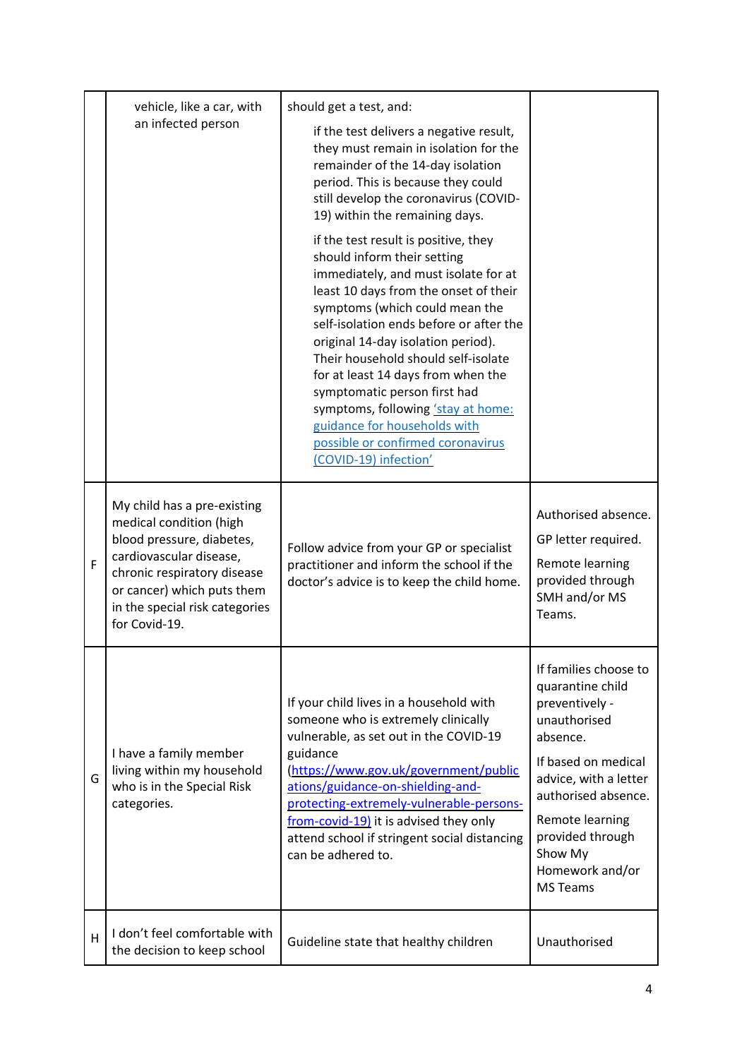| | | | |
|---|---|---|---|
| | vehicle, like a car, with an infected person | should get a test, and:<br><br>if the test delivers a negative result, they must remain in isolation for the remainder of the 14-day isolation period. This is because they could still develop the coronavirus (COVID-19) within the remaining days.<br><br>if the test result is positive, they should inform their setting immediately, and must isolate for at least 10 days from the onset of their symptoms (which could mean the self-isolation ends before or after the original 14-day isolation period). Their household should self-isolate for at least 14 days from when the symptomatic person first had symptoms, following ['stay at home: guidance for households with possible or confirmed coronavirus (COVID-19) infection'](#) | |
| F | My child has a pre-existing medical condition (high blood pressure, diabetes, cardiovascular disease, chronic respiratory disease or cancer) which puts them in the special risk categories for Covid-19. | Follow advice from your GP or specialist practitioner and inform the school if the doctor's advice is to keep the child home. | Authorised absence.<br><br>GP letter required.<br><br>Remote learning provided through SMH and/or MS Teams. |
| G | I have a family member living within my household who is in the Special Risk categories. | If your child lives in a household with someone who is extremely clinically vulnerable, as set out in the COVID-19 guidance (https://www.gov.uk/government/publications/guidance-on-shielding-and-protecting-extremely-vulnerable-persons-from-covid-19) it is advised they only attend school if stringent social distancing can be adhered to. | If families choose to quarantine child preventively - unauthorised absence.<br><br>If based on medical advice, with a letter authorised absence.<br><br>Remote learning provided through Show My Homework and/or MS Teams |
| H | I don't feel comfortable with the decision to keep school | Guideline state that healthy children | Unauthorised |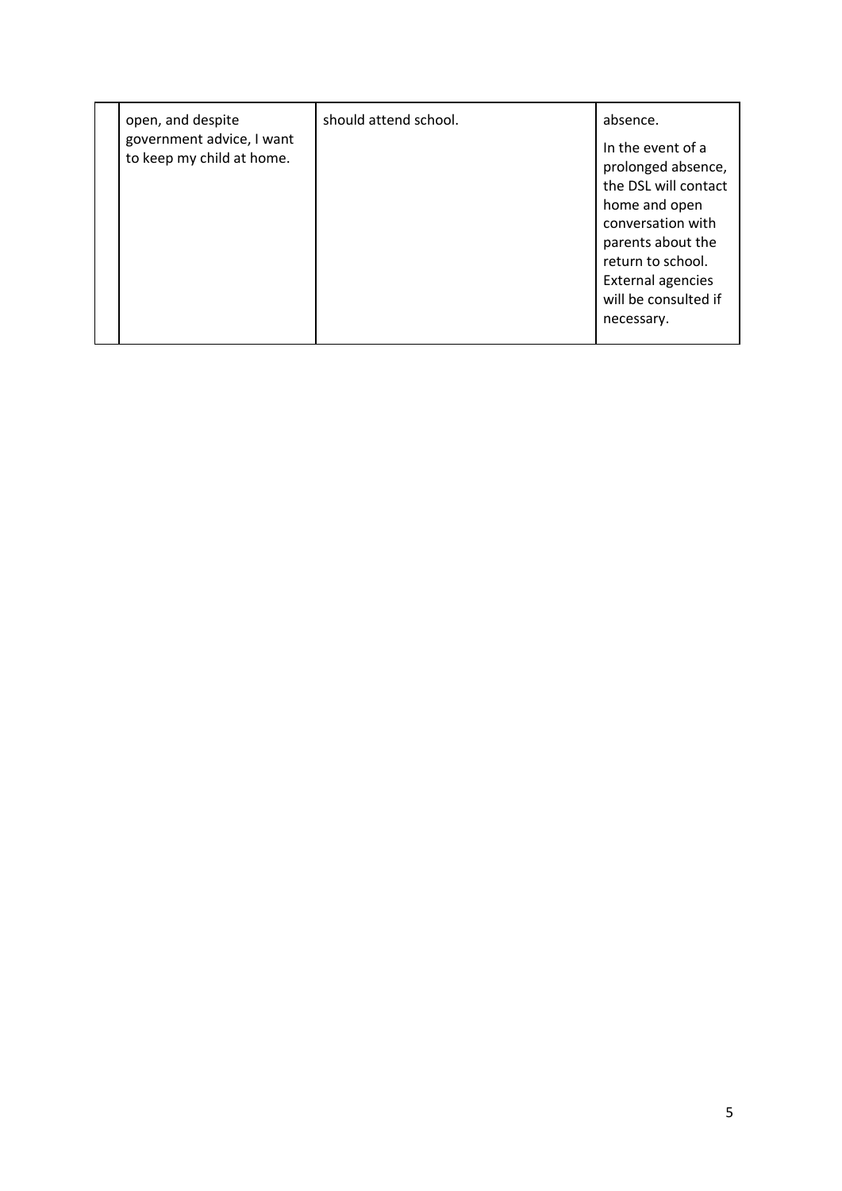| | | | |
|---|---|---|---|
| | open, and despite government advice, I want to keep my child at home. | should attend school. | absence.<br><br>In the event of a prolonged absence, the DSL will contact home and open conversation with parents about the return to school. External agencies will be consulted if necessary. |